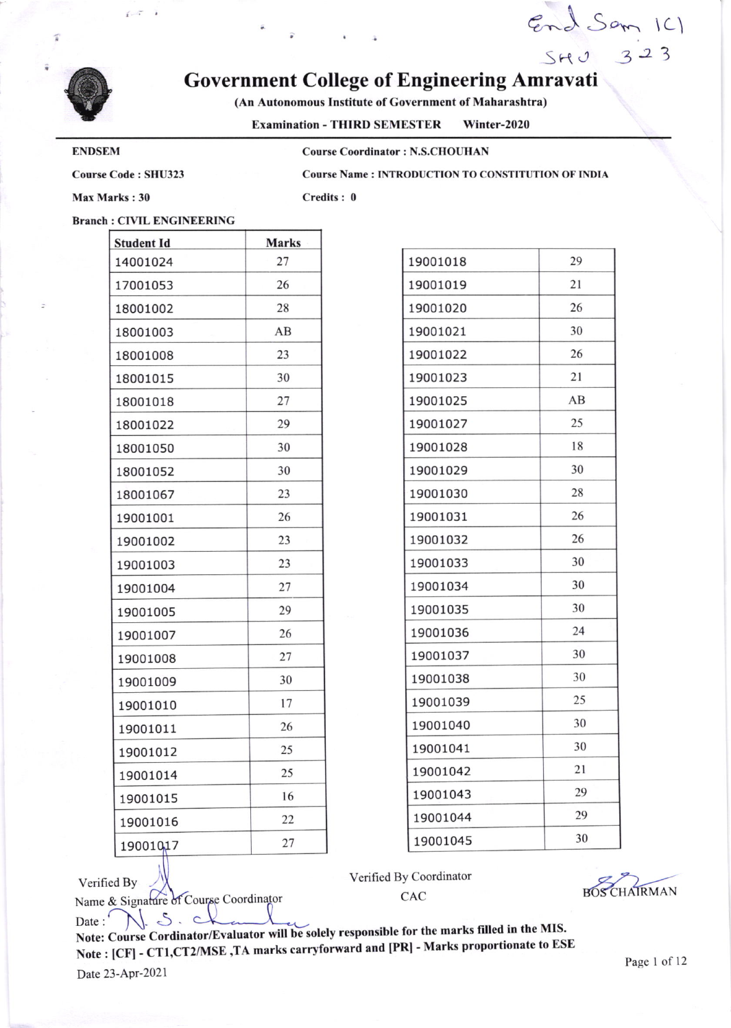End Sem ICI
SHU 323

# Government College of Engineering Amravati

(An Autonomous Institute of Government of Maharashtra)

**Examination - THIRD SEMESTER Winter-2020**

**ENDSEM** **Course Coordinator : N.S.CHOUHAN**

**Course Code : SHU323** **Course Name : INTRODUCTION TO CONSTITUTION OF INDIA**

**Max Marks : 30** **Credits : 0**

**Branch : CIVIL ENGINEERING**

| Student Id | Marks |
|---|---|
| 14001024 | 27 |
| 17001053 | 26 |
| 18001002 | 28 |
| 18001003 | AB |
| 18001008 | 23 |
| 18001015 | 30 |
| 18001018 | 27 |
| 18001022 | 29 |
| 18001050 | 30 |
| 18001052 | 30 |
| 18001067 | 23 |
| 19001001 | 26 |
| 19001002 | 23 |
| 19001003 | 23 |
| 19001004 | 27 |
| 19001005 | 29 |
| 19001007 | 26 |
| 19001008 | 27 |
| 19001009 | 30 |
| 19001010 | 17 |
| 19001011 | 26 |
| 19001012 | 25 |
| 19001014 | 25 |
| 19001015 | 16 |
| 19001016 | 22 |
| 19001017 | 27 |
| 19001018 | 29 |
| 19001019 | 21 |
| 19001020 | 26 |
| 19001021 | 30 |
| 19001022 | 26 |
| 19001023 | 21 |
| 19001025 | AB |
| 19001027 | 25 |
| 19001028 | 18 |
| 19001029 | 30 |
| 19001030 | 28 |
| 19001031 | 26 |
| 19001032 | 26 |
| 19001033 | 30 |
| 19001034 | 30 |
| 19001035 | 30 |
| 19001036 | 24 |
| 19001037 | 30 |
| 19001038 | 30 |
| 19001039 | 25 |
| 19001040 | 30 |
| 19001041 | 30 |
| 19001042 | 21 |
| 19001043 | 29 |
| 19001044 | 29 |
| 19001045 | 30 |

Verified By
Name & Signature of Course Coordinator
Date : N. S. Chouhan

Verified By Coordinator
CAC

BOS CHAIRMAN

**Note: Course Cordinator/Evaluator will be solely responsible for the marks filled in the MIS.**

**Note : [CF] - CT1,CT2/MSE ,TA marks carryforward and [PR] - Marks proportionate to ESE**

Date 23-Apr-2021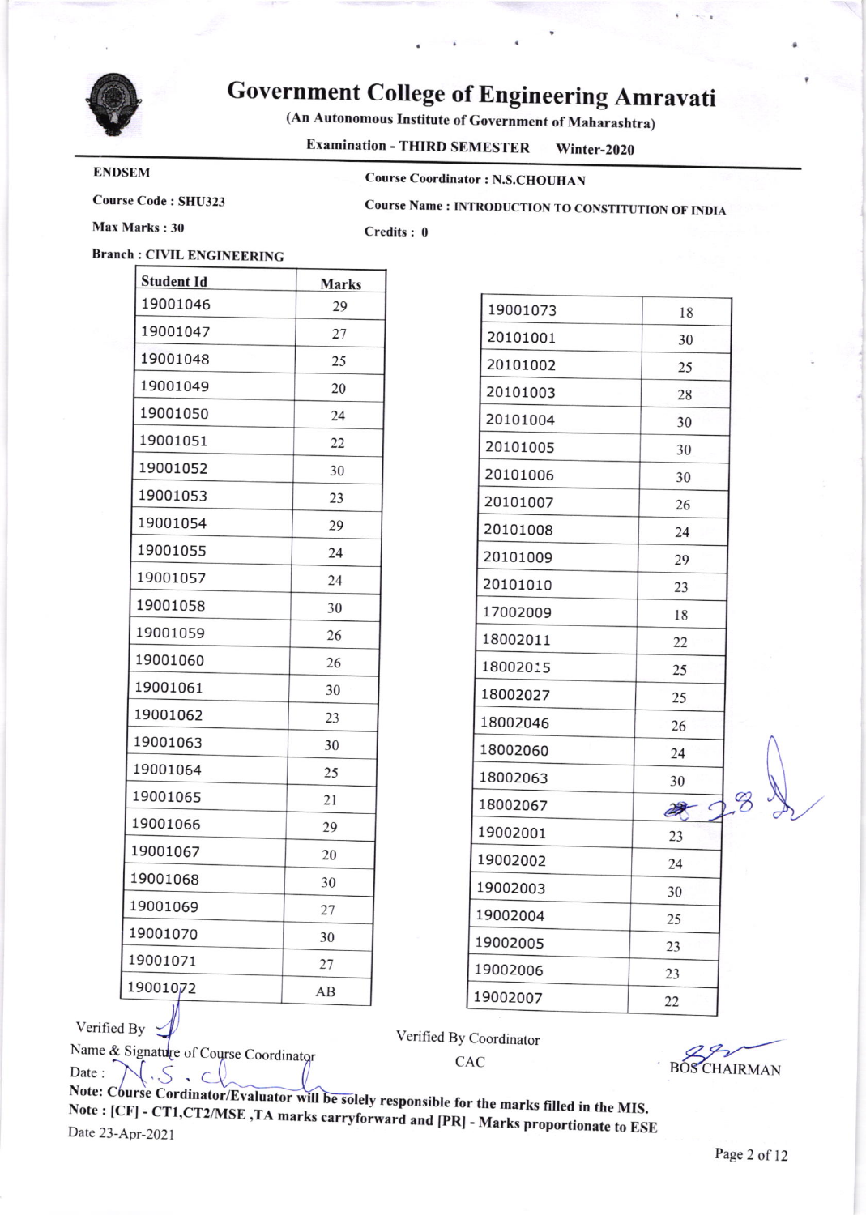# Government College of Engineering Amravati

(An Autonomous Institute of Government of Maharashtra)

Examination - THIRD SEMESTER Winter-2020

**ENDSEM**

**Course Coordinator : N.S.CHOUHAN**

**Course Code : SHU323**

**Course Name : INTRODUCTION TO CONSTITUTION OF INDIA**

**Max Marks : 30**

**Credits : 0**

**Branch : CIVIL ENGINEERING**

| Student Id | Marks |
|---|---|
| 19001046 | 29 |
| 19001047 | 27 |
| 19001048 | 25 |
| 19001049 | 20 |
| 19001050 | 24 |
| 19001051 | 22 |
| 19001052 | 30 |
| 19001053 | 23 |
| 19001054 | 29 |
| 19001055 | 24 |
| 19001057 | 24 |
| 19001058 | 30 |
| 19001059 | 26 |
| 19001060 | 26 |
| 19001061 | 30 |
| 19001062 | 23 |
| 19001063 | 30 |
| 19001064 | 25 |
| 19001065 | 21 |
| 19001066 | 29 |
| 19001067 | 20 |
| 19001068 | 30 |
| 19001069 | 27 |
| 19001070 | 30 |
| 19001071 | 27 |
| 19001072 | AB |
| 19001073 | 18 |
| 20101001 | 30 |
| 20101002 | 25 |
| 20101003 | 28 |
| 20101004 | 30 |
| 20101005 | 30 |
| 20101006 | 30 |
| 20101007 | 26 |
| 20101008 | 24 |
| 20101009 | 29 |
| 20101010 | 23 |
| 17002009 | 18 |
| 18002011 | 22 |
| 18002015 | 25 |
| 18002027 | 25 |
| 18002046 | 26 |
| 18002060 | 24 |
| 18002063 | 30 |
| 18002067 | ~~27~~ 28 |
| 19002001 | 23 |
| 19002002 | 24 |
| 19002003 | 30 |
| 19002004 | 25 |
| 19002005 | 23 |
| 19002006 | 23 |
| 19002007 | 22 |

Verified By

Name & Signature of Course Coordinator

Date : N.S. Ch

Verified By Coordinator

CAC

BOS CHAIRMAN

Note: Course Coordinator/Evaluator will be solely responsible for the marks filled in the MIS.

Note : [CF] - CT1,CT2/MSE ,TA marks carryforward and [PR] - Marks proportionate to ESE

Date 23-Apr-2021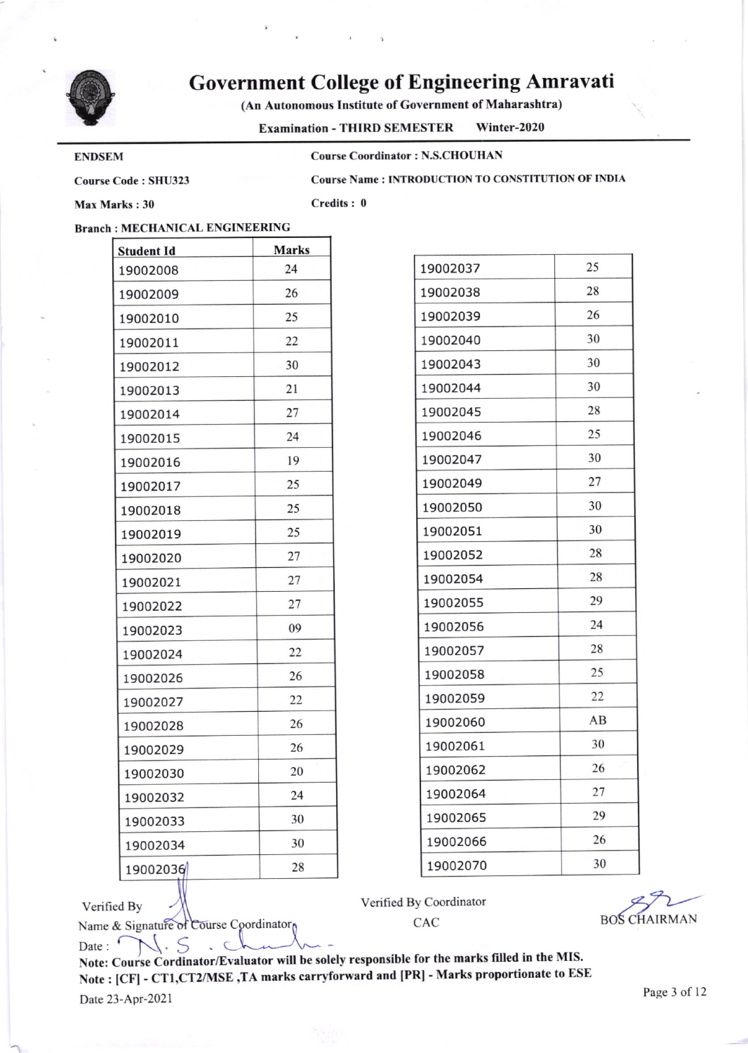# Government College of Engineering Amravati

(An Autonomous Institute of Government of Maharashtra)

Examination - THIRD SEMESTER Winter-2020

**ENDSEM** | **Course Coordinator : N.S.CHOUHAN**

**Course Code : SHU323** | **Course Name : INTRODUCTION TO CONSTITUTION OF INDIA**

**Max Marks : 30** | **Credits : 0**

**Branch : MECHANICAL ENGINEERING**

| Student Id | Marks |
|---|---|
| 19002008 | 24 |
| 19002009 | 26 |
| 19002010 | 25 |
| 19002011 | 22 |
| 19002012 | 30 |
| 19002013 | 21 |
| 19002014 | 27 |
| 19002015 | 24 |
| 19002016 | 19 |
| 19002017 | 25 |
| 19002018 | 25 |
| 19002019 | 25 |
| 19002020 | 27 |
| 19002021 | 27 |
| 19002022 | 27 |
| 19002023 | 09 |
| 19002024 | 22 |
| 19002026 | 26 |
| 19002027 | 22 |
| 19002028 | 26 |
| 19002029 | 26 |
| 19002030 | 20 |
| 19002032 | 24 |
| 19002033 | 30 |
| 19002034 | 30 |
| 19002036 | 28 |
| 19002037 | 25 |
| 19002038 | 28 |
| 19002039 | 26 |
| 19002040 | 30 |
| 19002043 | 30 |
| 19002044 | 30 |
| 19002045 | 28 |
| 19002046 | 25 |
| 19002047 | 30 |
| 19002049 | 27 |
| 19002050 | 30 |
| 19002051 | 30 |
| 19002052 | 28 |
| 19002054 | 28 |
| 19002055 | 29 |
| 19002056 | 24 |
| 19002057 | 28 |
| 19002058 | 25 |
| 19002059 | 22 |
| 19002060 | AB |
| 19002061 | 30 |
| 19002062 | 26 |
| 19002064 | 27 |
| 19002065 | 29 |
| 19002066 | 26 |
| 19002070 | 30 |

Verified By

Name & Signature of Course Coordinator

Date : N. S. Chouhan

Verified By Coordinator

CAC

BOS CHAIRMAN

Note: Course Cordinator/Evaluator will be solely responsible for the marks filled in the MIS.

Note : [CF] - CT1,CT2/MSE ,TA marks carryforward and [PR] - Marks proportionate to ESE

Date 23-Apr-2021